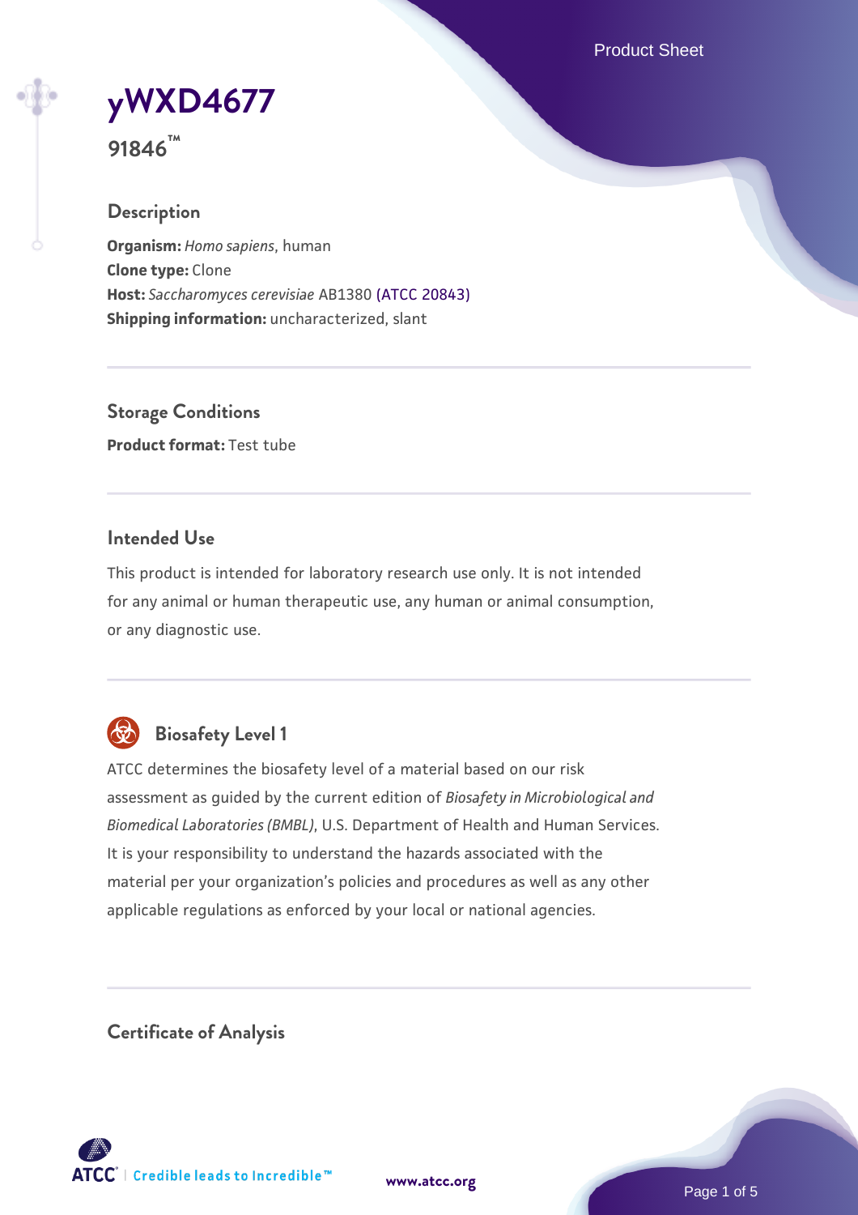# yWXD4677

**91846™**

## Description

**Organism:** *Homo sapiens*, human
**Clone type:** Clone
**Host:** *Saccharomyces cerevisiae* AB1380 (ATCC 20843)
**Shipping information:** uncharacterized, slant

## Storage Conditions

**Product format:** Test tube

## Intended Use

This product is intended for laboratory research use only. It is not intended for any animal or human therapeutic use, any human or animal consumption, or any diagnostic use.

## Biosafety Level 1

ATCC determines the biosafety level of a material based on our risk assessment as guided by the current edition of *Biosafety in Microbiological and Biomedical Laboratories (BMBL)*, U.S. Department of Health and Human Services. It is your responsibility to understand the hazards associated with the material per your organization's policies and procedures as well as any other applicable regulations as enforced by your local or national agencies.

## Certificate of Analysis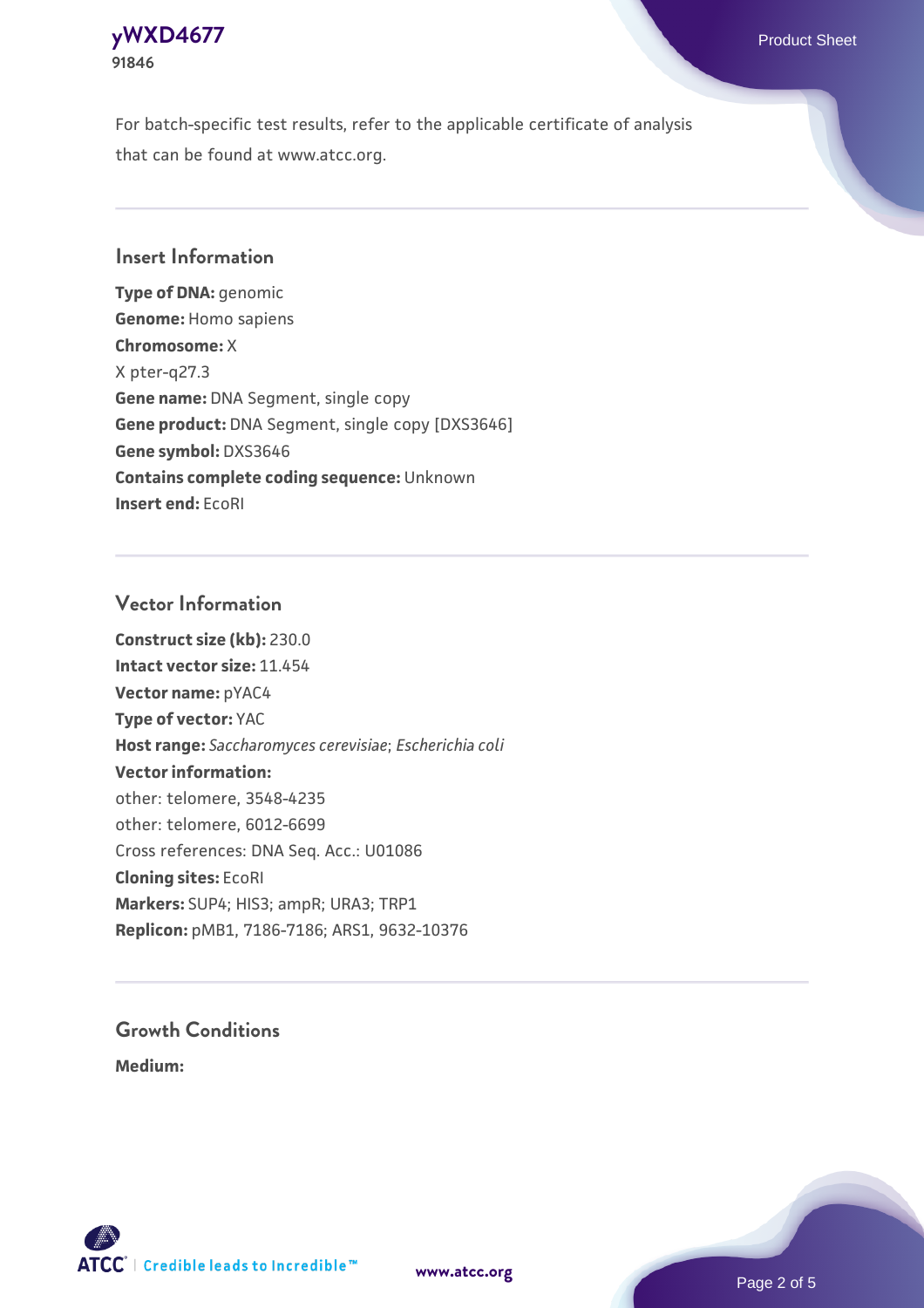For batch-specific test results, refer to the applicable certificate of analysis that can be found at www.atcc.org.

## Insert Information

**Type of DNA:** genomic
**Genome:** Homo sapiens
**Chromosome:** X
X pter-q27.3
**Gene name:** DNA Segment, single copy
**Gene product:** DNA Segment, single copy [DXS3646]
**Gene symbol:** DXS3646
**Contains complete coding sequence:** Unknown
**Insert end:** EcoRI

## Vector Information

**Construct size (kb):** 230.0
**Intact vector size:** 11.454
**Vector name:** pYAC4
**Type of vector:** YAC
**Host range:** *Saccharomyces cerevisiae*; *Escherichia coli*
**Vector information:**
other: telomere, 3548-4235
other: telomere, 6012-6699
Cross references: DNA Seq. Acc.: U01086
**Cloning sites:** EcoRI
**Markers:** SUP4; HIS3; ampR; URA3; TRP1
**Replicon:** pMB1, 7186-7186; ARS1, 9632-10376

## Growth Conditions

**Medium:**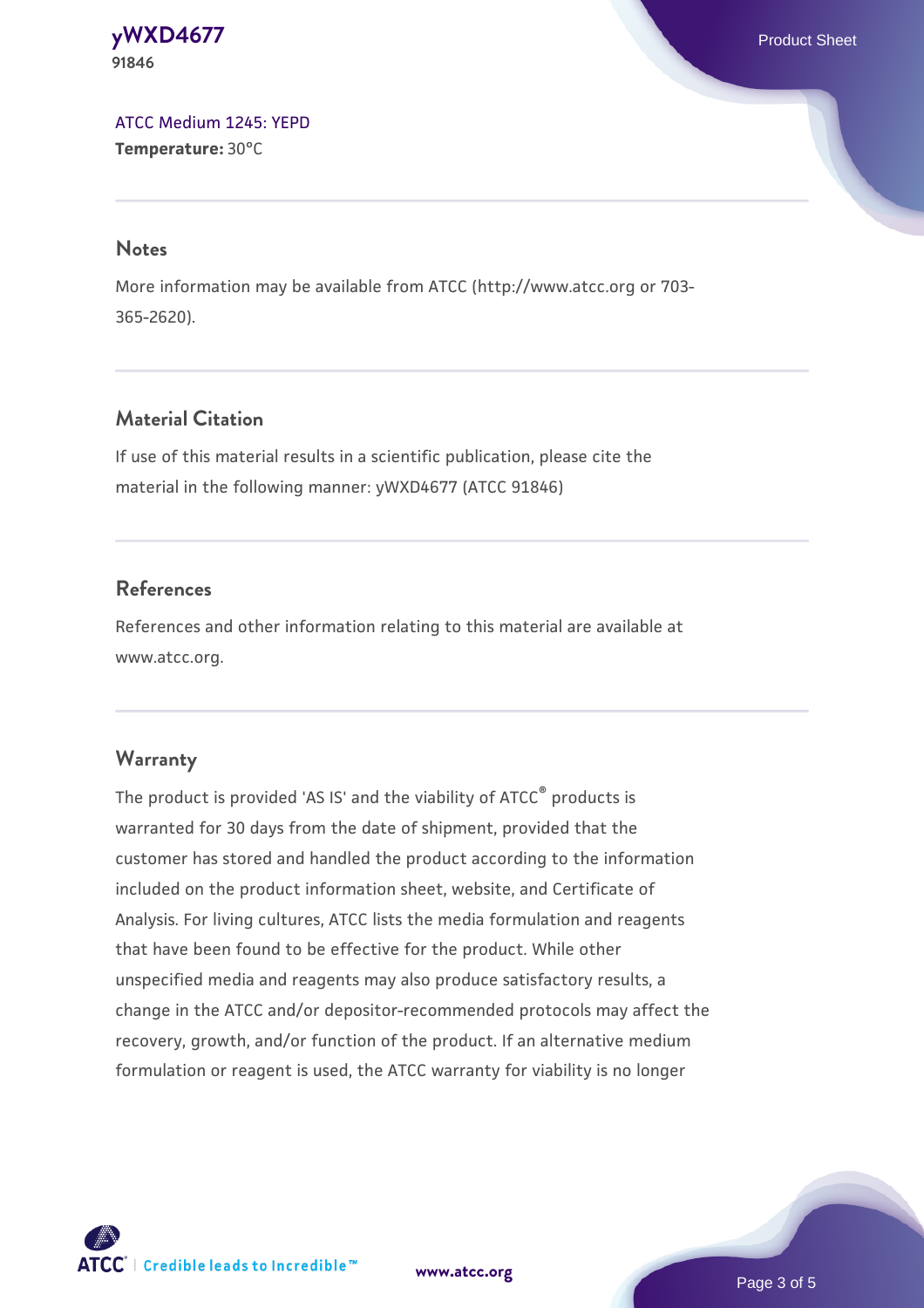ATCC Medium 1245: YEPD
**Temperature:** 30°C

## Notes

More information may be available from ATCC (http://www.atcc.org or 703-365-2620).

## Material Citation

If use of this material results in a scientific publication, please cite the material in the following manner: yWXD4677 (ATCC 91846)

## References

References and other information relating to this material are available at www.atcc.org.

## Warranty

The product is provided 'AS IS' and the viability of ATCC® products is warranted for 30 days from the date of shipment, provided that the customer has stored and handled the product according to the information included on the product information sheet, website, and Certificate of Analysis. For living cultures, ATCC lists the media formulation and reagents that have been found to be effective for the product. While other unspecified media and reagents may also produce satisfactory results, a change in the ATCC and/or depositor-recommended protocols may affect the recovery, growth, and/or function of the product. If an alternative medium formulation or reagent is used, the ATCC warranty for viability is no longer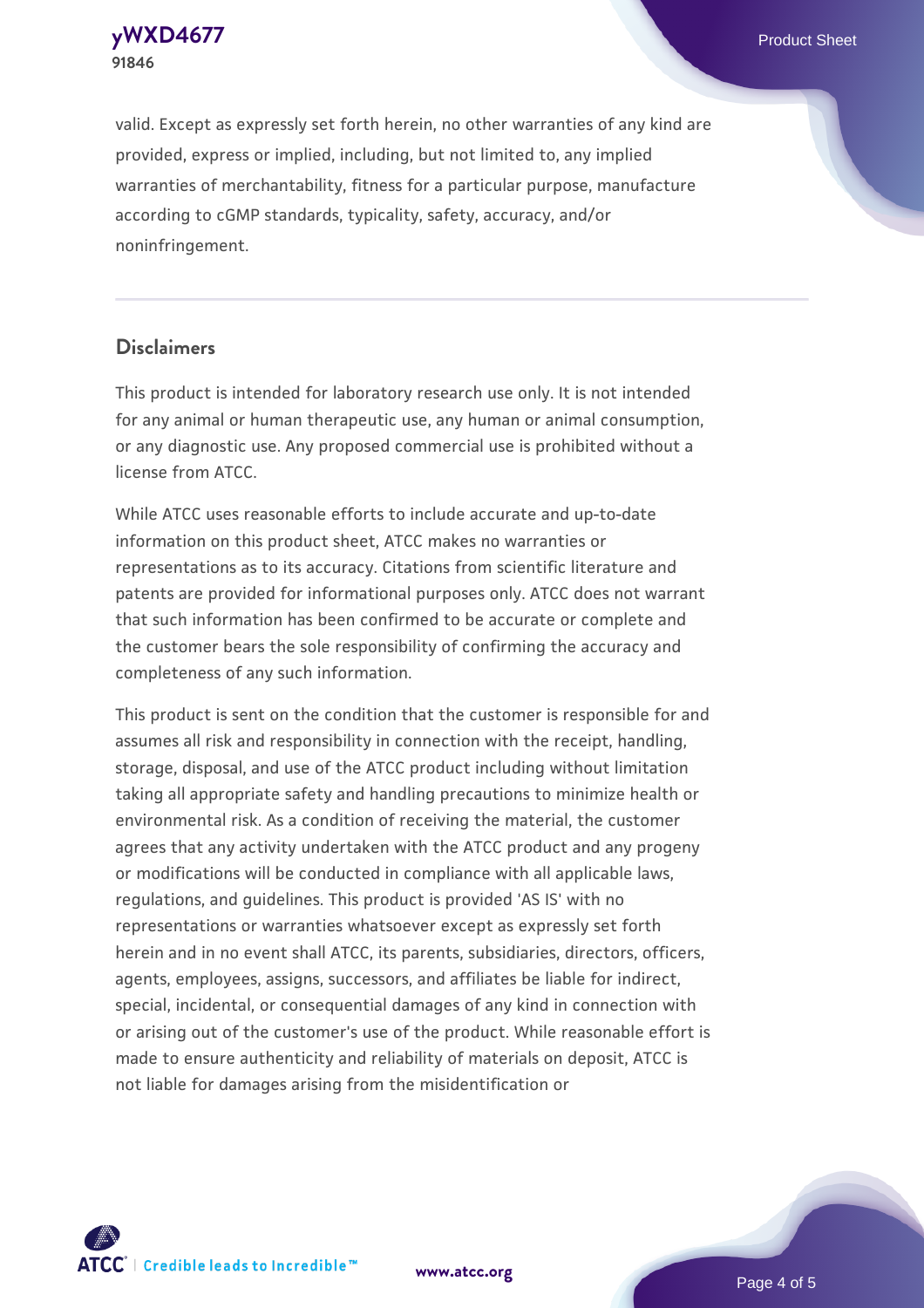valid. Except as expressly set forth herein, no other warranties of any kind are provided, express or implied, including, but not limited to, any implied warranties of merchantability, fitness for a particular purpose, manufacture according to cGMP standards, typicality, safety, accuracy, and/or noninfringement.

## Disclaimers

This product is intended for laboratory research use only. It is not intended for any animal or human therapeutic use, any human or animal consumption, or any diagnostic use. Any proposed commercial use is prohibited without a license from ATCC.

While ATCC uses reasonable efforts to include accurate and up-to-date information on this product sheet, ATCC makes no warranties or representations as to its accuracy. Citations from scientific literature and patents are provided for informational purposes only. ATCC does not warrant that such information has been confirmed to be accurate or complete and the customer bears the sole responsibility of confirming the accuracy and completeness of any such information.

This product is sent on the condition that the customer is responsible for and assumes all risk and responsibility in connection with the receipt, handling, storage, disposal, and use of the ATCC product including without limitation taking all appropriate safety and handling precautions to minimize health or environmental risk. As a condition of receiving the material, the customer agrees that any activity undertaken with the ATCC product and any progeny or modifications will be conducted in compliance with all applicable laws, regulations, and guidelines. This product is provided 'AS IS' with no representations or warranties whatsoever except as expressly set forth herein and in no event shall ATCC, its parents, subsidiaries, directors, officers, agents, employees, assigns, successors, and affiliates be liable for indirect, special, incidental, or consequential damages of any kind in connection with or arising out of the customer's use of the product. While reasonable effort is made to ensure authenticity and reliability of materials on deposit, ATCC is not liable for damages arising from the misidentification or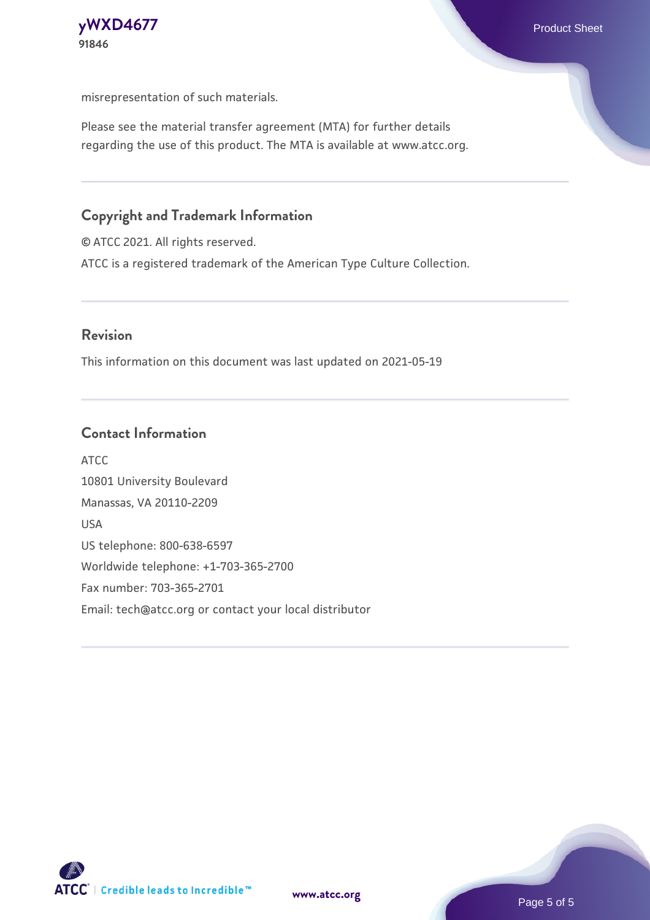misrepresentation of such materials.

Please see the material transfer agreement (MTA) for further details regarding the use of this product. The MTA is available at www.atcc.org.

## Copyright and Trademark Information

© ATCC 2021. All rights reserved.

ATCC is a registered trademark of the American Type Culture Collection.

## Revision

This information on this document was last updated on 2021-05-19

## Contact Information

ATCC
10801 University Boulevard
Manassas, VA 20110-2209
USA
US telephone: 800-638-6597
Worldwide telephone: +1-703-365-2700
Fax number: 703-365-2701
Email: tech@atcc.org or contact your local distributor